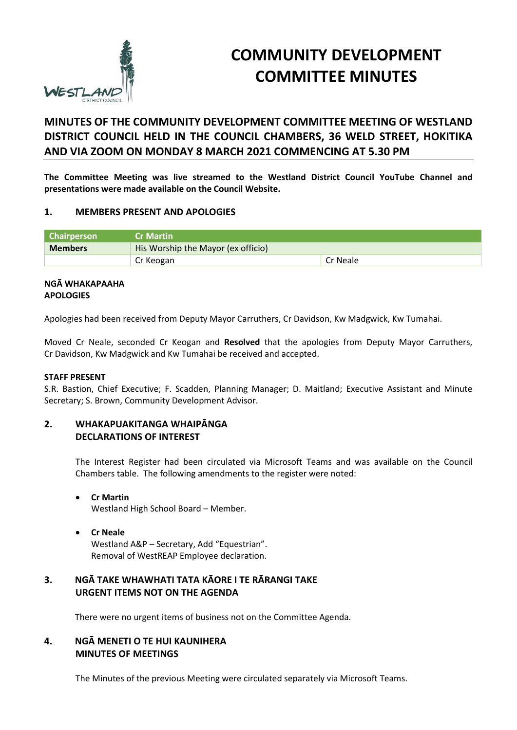# COMMUNITY DEVELOPMENT COMMITTEE MINUTES

## MINUTES OF THE COMMUNITY DEVELOPMENT COMMITTEE MEETING OF WESTLAND DISTRICT COUNCIL HELD IN THE COUNCIL CHAMBERS, 36 WELD STREET, HOKITIKA AND VIA ZOOM ON MONDAY 8 MARCH 2021 COMMENCING AT 5.30 PM

**The Committee Meeting was live streamed to the Westland District Council YouTube Channel and presentations were made available on the Council Website.**

### 1. MEMBERS PRESENT AND APOLOGIES

| Chairperson | Cr Martin | |
|---|---|---|
| **Members** | His Worship the Mayor (ex officio) | |
| | Cr Keogan | Cr Neale |

**NGĀ WHAKAPAAHA**
**APOLOGIES**

Apologies had been received from Deputy Mayor Carruthers, Cr Davidson, Kw Madgwick, Kw Tumahai.

Moved Cr Neale, seconded Cr Keogan and **Resolved** that the apologies from Deputy Mayor Carruthers, Cr Davidson, Kw Madgwick and Kw Tumahai be received and accepted.

**STAFF PRESENT**

S.R. Bastion, Chief Executive; F. Scadden, Planning Manager; D. Maitland; Executive Assistant and Minute Secretary; S. Brown, Community Development Advisor.

### 2. WHAKAPUAKITANGA WHAIPĀNGA
### DECLARATIONS OF INTEREST

The Interest Register had been circulated via Microsoft Teams and was available on the Council Chambers table. The following amendments to the register were noted:

- **Cr Martin**
  Westland High School Board – Member.

- **Cr Neale**
  Westland A&P – Secretary, Add "Equestrian".
  Removal of WestREAP Employee declaration.

### 3. NGĀ TAKE WHAWHATI TATA KĀORE I TE RĀRANGI TAKE
### URGENT ITEMS NOT ON THE AGENDA

There were no urgent items of business not on the Committee Agenda.

### 4. NGĀ MENETI O TE HUI KAUNIHERA
### MINUTES OF MEETINGS

The Minutes of the previous Meeting were circulated separately via Microsoft Teams.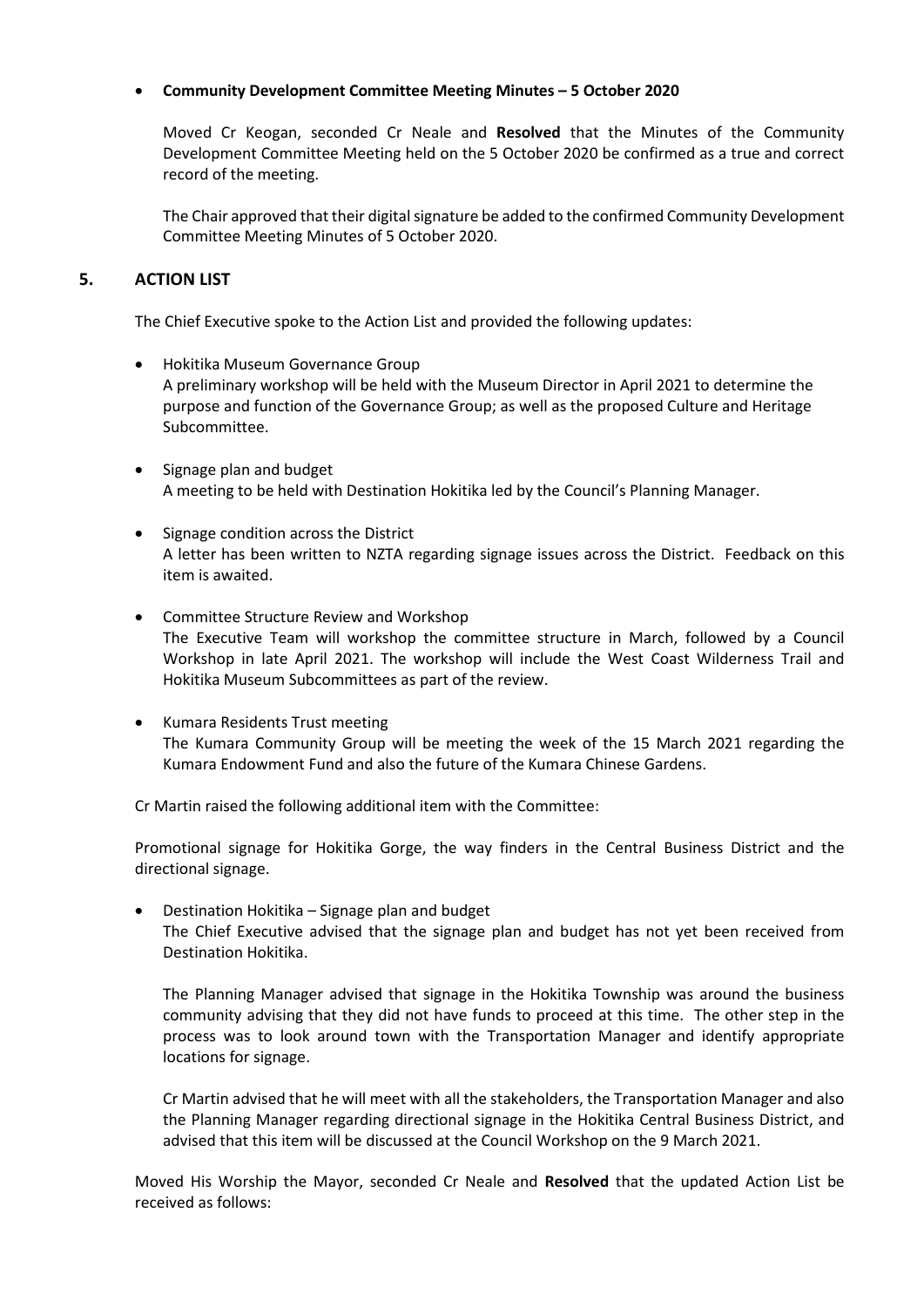- **Community Development Committee Meeting Minutes – 5 October 2020**

  Moved Cr Keogan, seconded Cr Neale and **Resolved** that the Minutes of the Community Development Committee Meeting held on the 5 October 2020 be confirmed as a true and correct record of the meeting.

  The Chair approved that their digital signature be added to the confirmed Community Development Committee Meeting Minutes of 5 October 2020.

## 5. ACTION LIST

The Chief Executive spoke to the Action List and provided the following updates:

- Hokitika Museum Governance Group
  A preliminary workshop will be held with the Museum Director in April 2021 to determine the purpose and function of the Governance Group; as well as the proposed Culture and Heritage Subcommittee.

- Signage plan and budget
  A meeting to be held with Destination Hokitika led by the Council's Planning Manager.

- Signage condition across the District
  A letter has been written to NZTA regarding signage issues across the District. Feedback on this item is awaited.

- Committee Structure Review and Workshop
  The Executive Team will workshop the committee structure in March, followed by a Council Workshop in late April 2021. The workshop will include the West Coast Wilderness Trail and Hokitika Museum Subcommittees as part of the review.

- Kumara Residents Trust meeting
  The Kumara Community Group will be meeting the week of the 15 March 2021 regarding the Kumara Endowment Fund and also the future of the Kumara Chinese Gardens.

Cr Martin raised the following additional item with the Committee:

Promotional signage for Hokitika Gorge, the way finders in the Central Business District and the directional signage.

- Destination Hokitika – Signage plan and budget
  The Chief Executive advised that the signage plan and budget has not yet been received from Destination Hokitika.

  The Planning Manager advised that signage in the Hokitika Township was around the business community advising that they did not have funds to proceed at this time. The other step in the process was to look around town with the Transportation Manager and identify appropriate locations for signage.

  Cr Martin advised that he will meet with all the stakeholders, the Transportation Manager and also the Planning Manager regarding directional signage in the Hokitika Central Business District, and advised that this item will be discussed at the Council Workshop on the 9 March 2021.

Moved His Worship the Mayor, seconded Cr Neale and **Resolved** that the updated Action List be received as follows: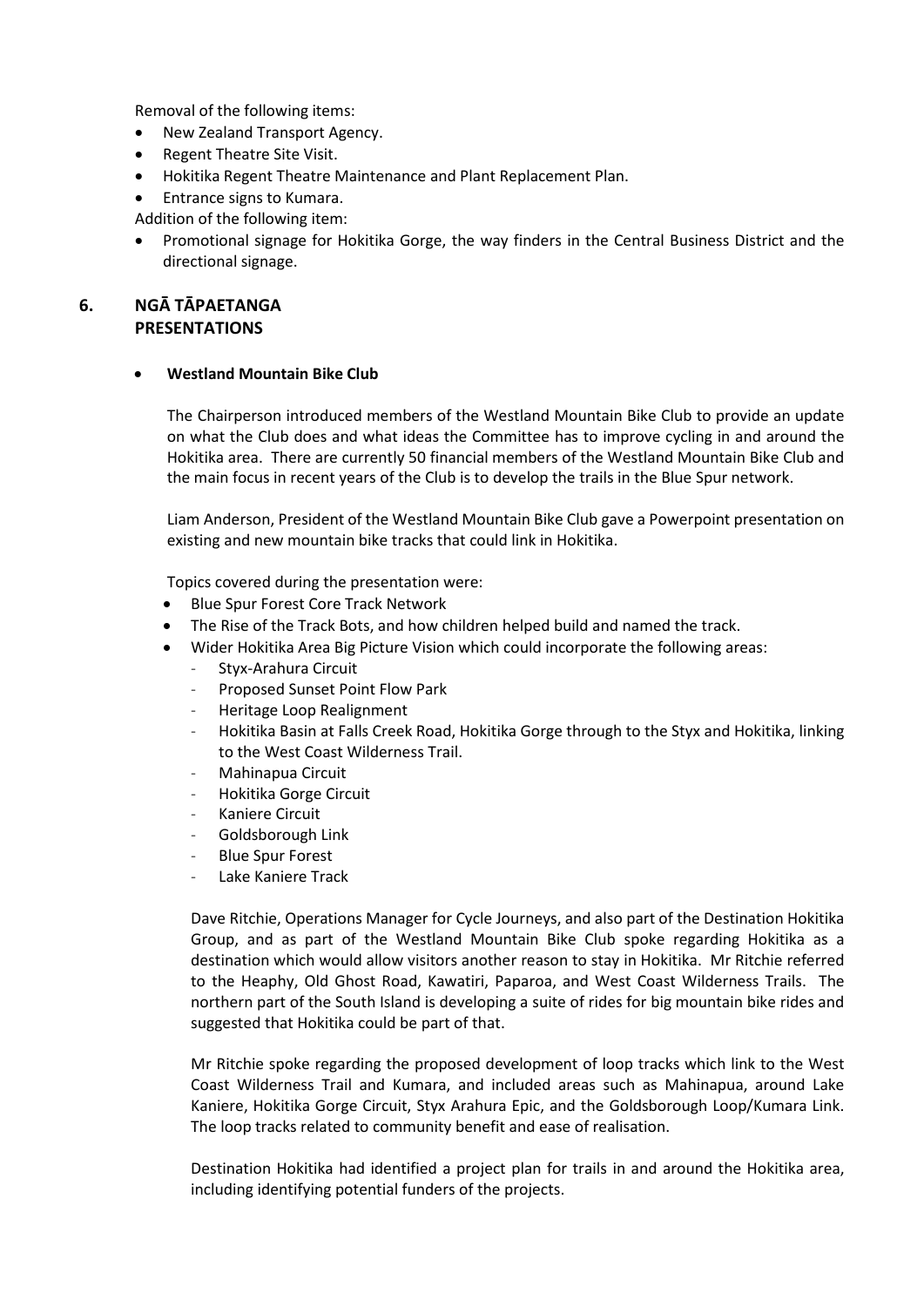Removal of the following items:

- New Zealand Transport Agency.
- Regent Theatre Site Visit.
- Hokitika Regent Theatre Maintenance and Plant Replacement Plan.
- Entrance signs to Kumara.

Addition of the following item:

- Promotional signage for Hokitika Gorge, the way finders in the Central Business District and the directional signage.

## 6. NGĀ TĀPAETANGA PRESENTATIONS

- **Westland Mountain Bike Club**

  The Chairperson introduced members of the Westland Mountain Bike Club to provide an update on what the Club does and what ideas the Committee has to improve cycling in and around the Hokitika area. There are currently 50 financial members of the Westland Mountain Bike Club and the main focus in recent years of the Club is to develop the trails in the Blue Spur network.

  Liam Anderson, President of the Westland Mountain Bike Club gave a Powerpoint presentation on existing and new mountain bike tracks that could link in Hokitika.

  Topics covered during the presentation were:

  - Blue Spur Forest Core Track Network
  - The Rise of the Track Bots, and how children helped build and named the track.
  - Wider Hokitika Area Big Picture Vision which could incorporate the following areas:
    - Styx-Arahura Circuit
    - Proposed Sunset Point Flow Park
    - Heritage Loop Realignment
    - Hokitika Basin at Falls Creek Road, Hokitika Gorge through to the Styx and Hokitika, linking to the West Coast Wilderness Trail.
    - Mahinapua Circuit
    - Hokitika Gorge Circuit
    - Kaniere Circuit
    - Goldsborough Link
    - Blue Spur Forest
    - Lake Kaniere Track

  Dave Ritchie, Operations Manager for Cycle Journeys, and also part of the Destination Hokitika Group, and as part of the Westland Mountain Bike Club spoke regarding Hokitika as a destination which would allow visitors another reason to stay in Hokitika. Mr Ritchie referred to the Heaphy, Old Ghost Road, Kawatiri, Paparoa, and West Coast Wilderness Trails. The northern part of the South Island is developing a suite of rides for big mountain bike rides and suggested that Hokitika could be part of that.

  Mr Ritchie spoke regarding the proposed development of loop tracks which link to the West Coast Wilderness Trail and Kumara, and included areas such as Mahinapua, around Lake Kaniere, Hokitika Gorge Circuit, Styx Arahura Epic, and the Goldsborough Loop/Kumara Link. The loop tracks related to community benefit and ease of realisation.

  Destination Hokitika had identified a project plan for trails in and around the Hokitika area, including identifying potential funders of the projects.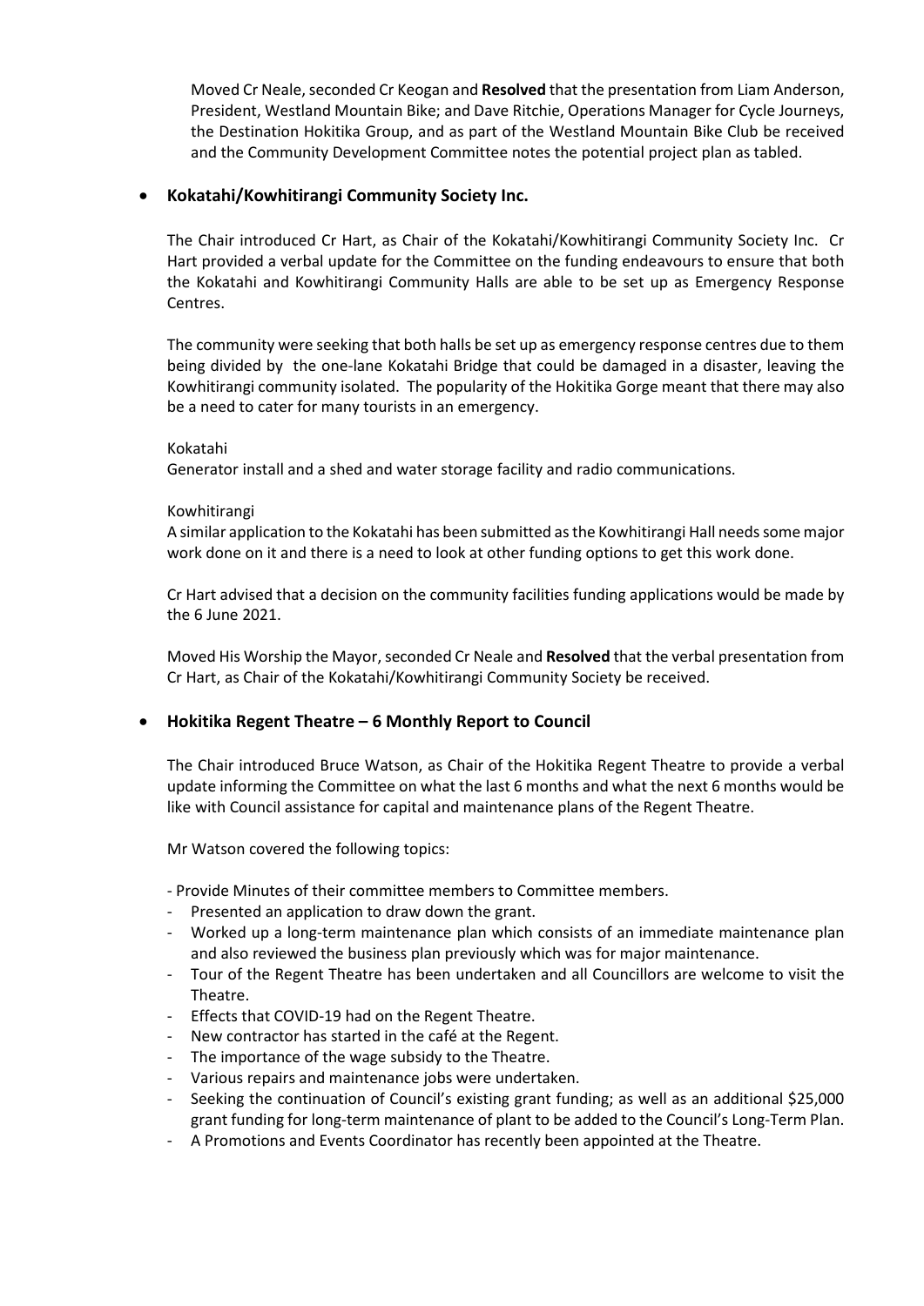Moved Cr Neale, seconded Cr Keogan and **Resolved** that the presentation from Liam Anderson, President, Westland Mountain Bike; and Dave Ritchie, Operations Manager for Cycle Journeys, the Destination Hokitika Group, and as part of the Westland Mountain Bike Club be received and the Community Development Committee notes the potential project plan as tabled.

- **Kokatahi/Kowhitirangi Community Society Inc.**

The Chair introduced Cr Hart, as Chair of the Kokatahi/Kowhitirangi Community Society Inc. Cr Hart provided a verbal update for the Committee on the funding endeavours to ensure that both the Kokatahi and Kowhitirangi Community Halls are able to be set up as Emergency Response Centres.

The community were seeking that both halls be set up as emergency response centres due to them being divided by the one-lane Kokatahi Bridge that could be damaged in a disaster, leaving the Kowhitirangi community isolated. The popularity of the Hokitika Gorge meant that there may also be a need to cater for many tourists in an emergency.

Kokatahi
Generator install and a shed and water storage facility and radio communications.

Kowhitirangi
A similar application to the Kokatahi has been submitted as the Kowhitirangi Hall needs some major work done on it and there is a need to look at other funding options to get this work done.

Cr Hart advised that a decision on the community facilities funding applications would be made by the 6 June 2021.

Moved His Worship the Mayor, seconded Cr Neale and **Resolved** that the verbal presentation from Cr Hart, as Chair of the Kokatahi/Kowhitirangi Community Society be received.

- **Hokitika Regent Theatre – 6 Monthly Report to Council**

The Chair introduced Bruce Watson, as Chair of the Hokitika Regent Theatre to provide a verbal update informing the Committee on what the last 6 months and what the next 6 months would be like with Council assistance for capital and maintenance plans of the Regent Theatre.

Mr Watson covered the following topics:

- Provide Minutes of their committee members to Committee members.
- Presented an application to draw down the grant.
- Worked up a long-term maintenance plan which consists of an immediate maintenance plan and also reviewed the business plan previously which was for major maintenance.
- Tour of the Regent Theatre has been undertaken and all Councillors are welcome to visit the Theatre.
- Effects that COVID-19 had on the Regent Theatre.
- New contractor has started in the café at the Regent.
- The importance of the wage subsidy to the Theatre.
- Various repairs and maintenance jobs were undertaken.
- Seeking the continuation of Council's existing grant funding; as well as an additional $25,000 grant funding for long-term maintenance of plant to be added to the Council's Long-Term Plan.
- A Promotions and Events Coordinator has recently been appointed at the Theatre.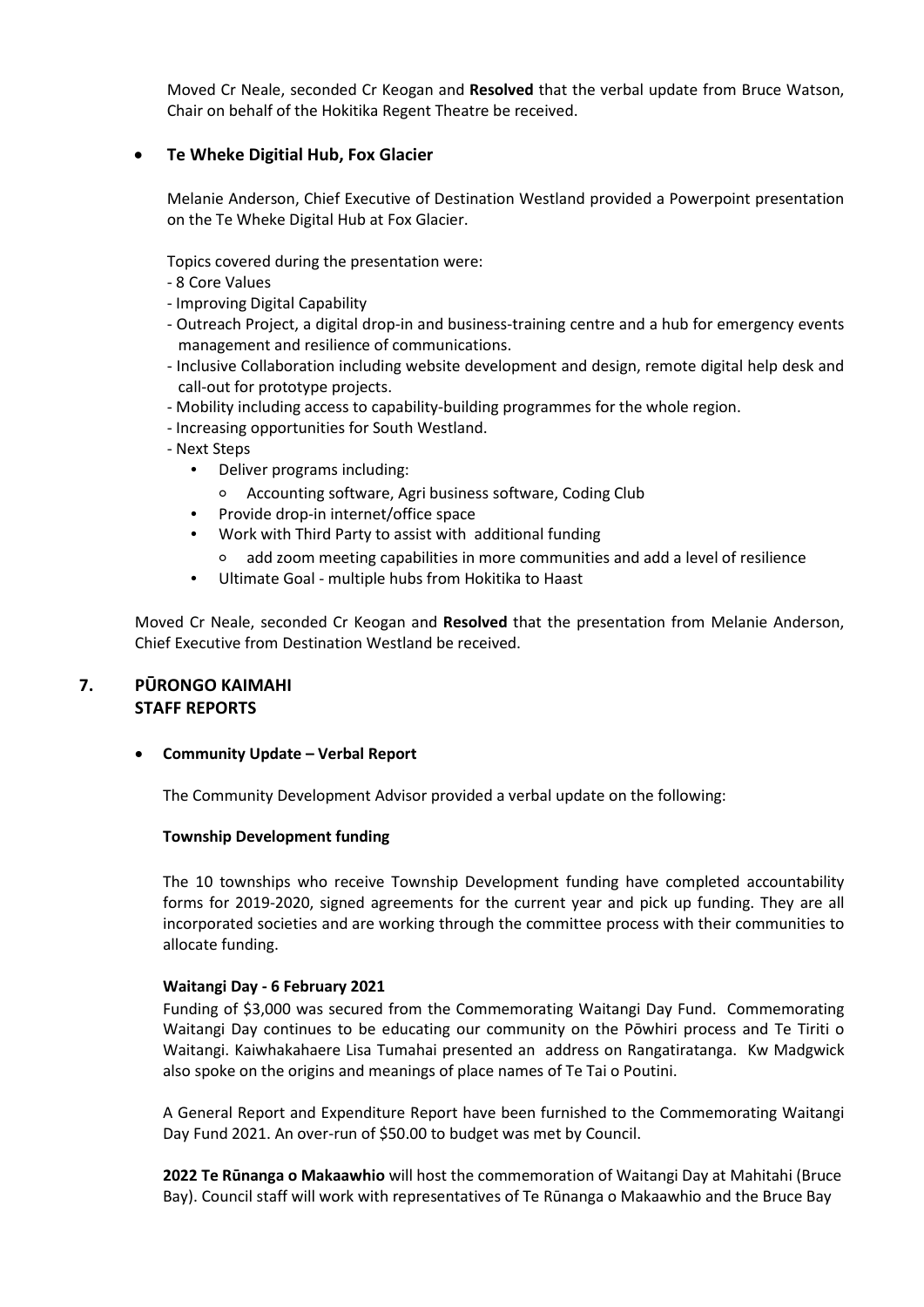Moved Cr Neale, seconded Cr Keogan and **Resolved** that the verbal update from Bruce Watson, Chair on behalf of the Hokitika Regent Theatre be received.

- **Te Wheke Digitial Hub, Fox Glacier**

Melanie Anderson, Chief Executive of Destination Westland provided a Powerpoint presentation on the Te Wheke Digital Hub at Fox Glacier.

Topics covered during the presentation were:

- 8 Core Values
- Improving Digital Capability
- Outreach Project, a digital drop-in and business-training centre and a hub for emergency events management and resilience of communications.
- Inclusive Collaboration including website development and design, remote digital help desk and call-out for prototype projects.
- Mobility including access to capability-building programmes for the whole region.
- Increasing opportunities for South Westland.
- Next Steps
  - Deliver programs including:
    - Accounting software, Agri business software, Coding Club
  - Provide drop-in internet/office space
  - Work with Third Party to assist with additional funding
    - add zoom meeting capabilities in more communities and add a level of resilience
  - Ultimate Goal - multiple hubs from Hokitika to Haast

Moved Cr Neale, seconded Cr Keogan and **Resolved** that the presentation from Melanie Anderson, Chief Executive from Destination Westland be received.

## 7. PŪRONGO KAIMAHI STAFF REPORTS

- **Community Update – Verbal Report**

The Community Development Advisor provided a verbal update on the following:

**Township Development funding**

The 10 townships who receive Township Development funding have completed accountability forms for 2019-2020, signed agreements for the current year and pick up funding. They are all incorporated societies and are working through the committee process with their communities to allocate funding.

**Waitangi Day - 6 February 2021**

Funding of $3,000 was secured from the Commemorating Waitangi Day Fund. Commemorating Waitangi Day continues to be educating our community on the Pōwhiri process and Te Tiriti o Waitangi. Kaiwhakahaere Lisa Tumahai presented an address on Rangatiratanga. Kw Madgwick also spoke on the origins and meanings of place names of Te Tai o Poutini.

A General Report and Expenditure Report have been furnished to the Commemorating Waitangi Day Fund 2021. An over-run of $50.00 to budget was met by Council.

**2022 Te Rūnanga o Makaawhio** will host the commemoration of Waitangi Day at Mahitahi (Bruce Bay). Council staff will work with representatives of Te Rūnanga o Makaawhio and the Bruce Bay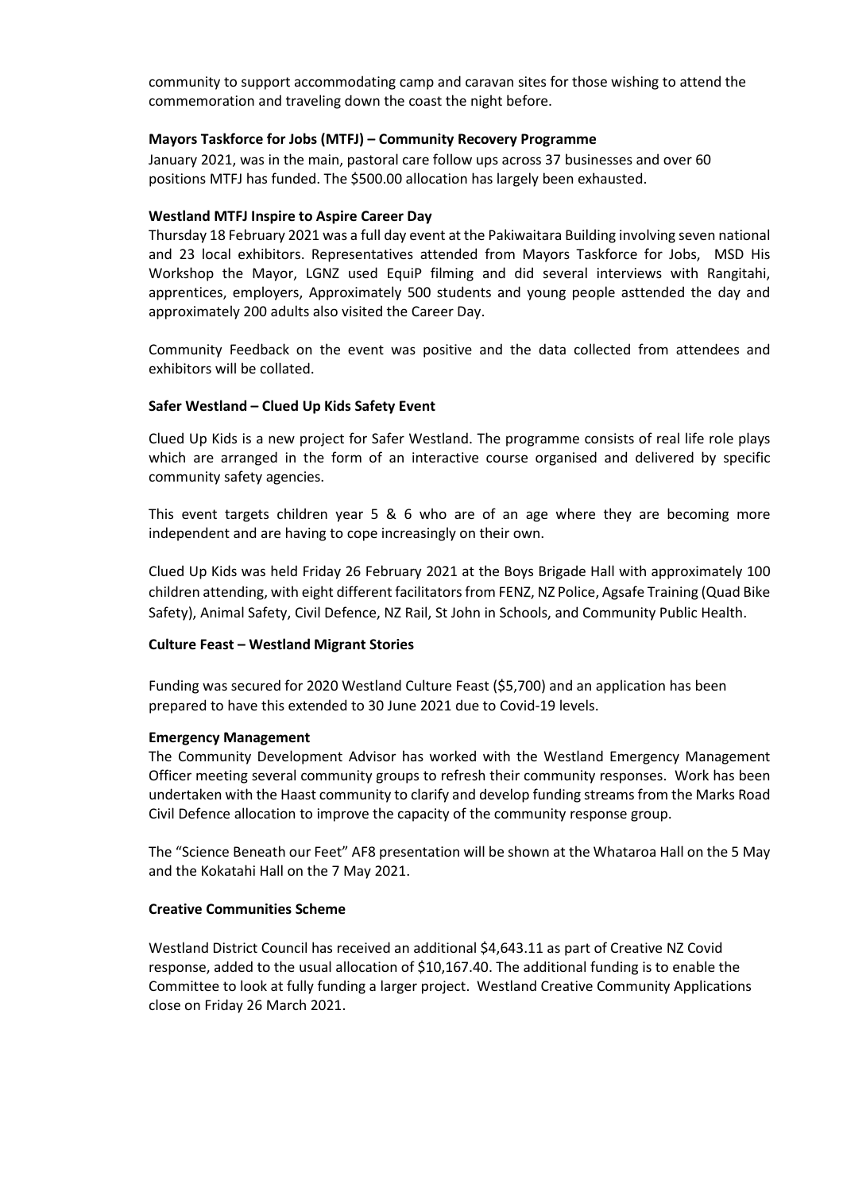community to support accommodating camp and caravan sites for those wishing to attend the commemoration and traveling down the coast the night before.

**Mayors Taskforce for Jobs (MTFJ) – Community Recovery Programme**

January 2021, was in the main, pastoral care follow ups across 37 businesses and over 60 positions MTFJ has funded. The $500.00 allocation has largely been exhausted.

**Westland MTFJ Inspire to Aspire Career Day**

Thursday 18 February 2021 was a full day event at the Pakiwaitara Building involving seven national and 23 local exhibitors. Representatives attended from Mayors Taskforce for Jobs, MSD His Workshop the Mayor, LGNZ used EquiP filming and did several interviews with Rangitahi, apprentices, employers, Approximately 500 students and young people asttended the day and approximately 200 adults also visited the Career Day.

Community Feedback on the event was positive and the data collected from attendees and exhibitors will be collated.

**Safer Westland – Clued Up Kids Safety Event**

Clued Up Kids is a new project for Safer Westland. The programme consists of real life role plays which are arranged in the form of an interactive course organised and delivered by specific community safety agencies.

This event targets children year 5 & 6 who are of an age where they are becoming more independent and are having to cope increasingly on their own.

Clued Up Kids was held Friday 26 February 2021 at the Boys Brigade Hall with approximately 100 children attending, with eight different facilitators from FENZ, NZ Police, Agsafe Training (Quad Bike Safety), Animal Safety, Civil Defence, NZ Rail, St John in Schools, and Community Public Health.

**Culture Feast – Westland Migrant Stories**

Funding was secured for 2020 Westland Culture Feast ($5,700) and an application has been prepared to have this extended to 30 June 2021 due to Covid-19 levels.

**Emergency Management**

The Community Development Advisor has worked with the Westland Emergency Management Officer meeting several community groups to refresh their community responses. Work has been undertaken with the Haast community to clarify and develop funding streams from the Marks Road Civil Defence allocation to improve the capacity of the community response group.

The "Science Beneath our Feet" AF8 presentation will be shown at the Whataroa Hall on the 5 May and the Kokatahi Hall on the 7 May 2021.

**Creative Communities Scheme**

Westland District Council has received an additional $4,643.11 as part of Creative NZ Covid response, added to the usual allocation of $10,167.40. The additional funding is to enable the Committee to look at fully funding a larger project. Westland Creative Community Applications close on Friday 26 March 2021.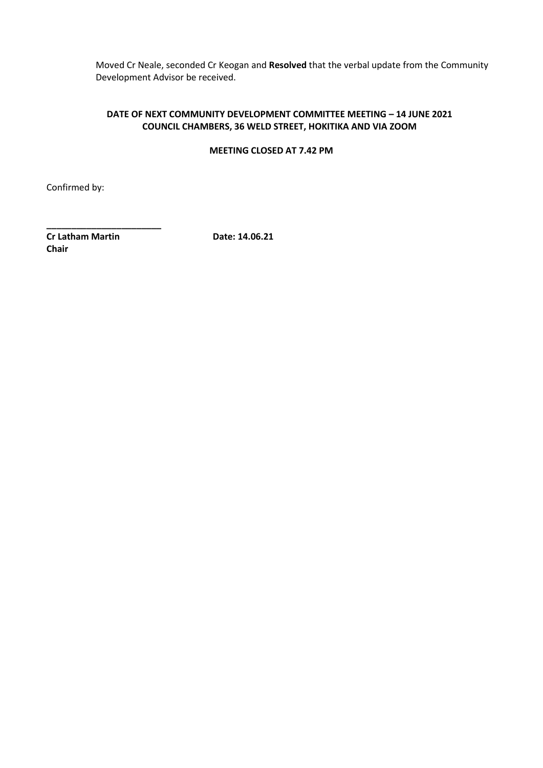Moved Cr Neale, seconded Cr Keogan and **Resolved** that the verbal update from the Community Development Advisor be received.

**DATE OF NEXT COMMUNITY DEVELOPMENT COMMITTEE MEETING – 14 JUNE 2021**
**COUNCIL CHAMBERS, 36 WELD STREET, HOKITIKA AND VIA ZOOM**

**MEETING CLOSED AT 7.42 PM**

Confirmed by:

______________________

**Cr Latham Martin** **Date: 14.06.21**
**Chair**